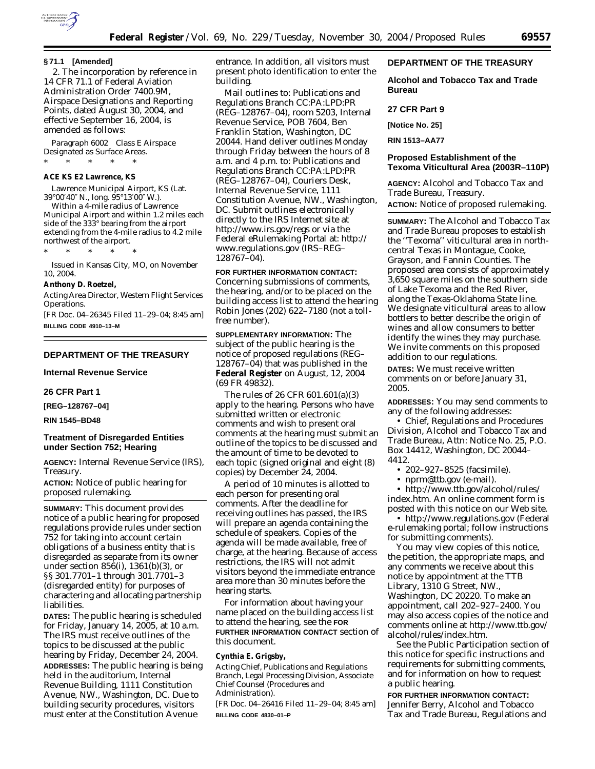**§ 71.1 [Amended]**

2. The incorporation by reference in 14 CFR 71.1 of Federal Aviation Administration Order 7400.9M, Airspace Designations and Reporting Points, dated August 30, 2004, and effective September 16, 2004, is amended as follows:

*Paragraph 6002 Class E Airspace Designated as Surface Areas.*

\* \* \* \* \*

**ACE KS E2 Lawrence, KS**

Lawrence Municipal Airport, KS (Lat. 39°00′40″ N., long. 95°13′00″ W.).

Within a 4-mile radius of Lawrence Municipal Airport and within 1.2 miles each side of the 333° bearing from the airport extending from the 4-mile radius to 4.2 mile northwest of the airport.

\* \* \* \* \*

Issued in Kansas City, MO, on November 10, 2004.

**Anthony D. Roetzel,**

*Acting Area Director, Western Flight Services Operations.*

[FR Doc. 04–26345 Filed 11–29–04; 8:45 am]

**BILLING CODE 4910–13–M**

## DEPARTMENT OF THE TREASURY

### Internal Revenue Service

### 26 CFR Part 1

**[REG–128767–04]**

**RIN 1545–BD48**

### Treatment of Disregarded Entities under Section 752; Hearing

**AGENCY:** Internal Revenue Service (IRS), Treasury.

**ACTION:** Notice of public hearing for proposed rulemaking.

**SUMMARY:** This document provides notice of a public hearing for proposed regulations provide rules under section 752 for taking into account certain obligations of a business entity that is disregarded as separate from its owner under section 856(i), 1361(b)(3), or §§ 301.7701–1 through 301.7701–3 (disregarded entity) for purposes of charactering and allocating partnership liabilities.

**DATES:** The public hearing is scheduled for Friday, January 14, 2005, at 10 a.m. The IRS must receive outlines of the topics to be discussed at the public hearing by Friday, December 24, 2004.

**ADDRESSES:** The public hearing is being held in the auditorium, Internal Revenue Building, 1111 Constitution Avenue, NW., Washington, DC. Due to building security procedures, visitors must enter at the Constitution Avenue entrance. In addition, all visitors must present photo identification to enter the building.

Mail outlines to: Publications and Regulations Branch CC:PA:LPD:PR (REG–128767–04), room 5203, Internal Revenue Service, POB 7604, Ben Franklin Station, Washington, DC 20044. Hand deliver outlines Monday through Friday between the hours of 8 a.m. and 4 p.m. to: Publications and Regulations Branch CC:PA:LPD:PR (REG–128767–04), Couriers Desk, Internal Revenue Service, 1111 Constitution Avenue, NW., Washington, DC. Submit outlines electronically directly to the IRS Internet site at http://www.irs.gov/regs or via the Federal eRulemaking Portal at: http://www.regulations.gov (IRS–REG–128767–04).

**FOR FURTHER INFORMATION CONTACT:** Concerning submissions of comments, the hearing, and/or to be placed on the building access list to attend the hearing Robin Jones (202) 622–7180 (not a toll-free number).

**SUPPLEMENTARY INFORMATION:** The subject of the public hearing is the notice of proposed regulations (REG–128767–04) that was published in the **Federal Register** on August, 12, 2004 (69 FR 49832).

The rules of 26 CFR 601.601(a)(3) apply to the hearing. Persons who have submitted written or electronic comments and wish to present oral comments at the hearing must submit an outline of the topics to be discussed and the amount of time to be devoted to each topic (signed original and eight (8) copies) by December 24, 2004.

A period of 10 minutes is allotted to each person for presenting oral comments. After the deadline for receiving outlines has passed, the IRS will prepare an agenda containing the schedule of speakers. Copies of the agenda will be made available, free of charge, at the hearing. Because of access restrictions, the IRS will not admit visitors beyond the immediate entrance area more than 30 minutes before the hearing starts.

For information about having your name placed on the building access list to attend the hearing, see the **FOR FURTHER INFORMATION CONTACT** section of this document.

**Cynthia E. Grigsby,**

*Acting Chief, Publications and Regulations Branch, Legal Processing Division, Associate Chief Counsel (Procedures and Administration).*

[FR Doc. 04–26416 Filed 11–29–04; 8:45 am]

**BILLING CODE 4830–01–P**

## DEPARTMENT OF THE TREASURY

### Alcohol and Tobacco Tax and Trade Bureau

### 27 CFR Part 9

**[Notice No. 25]**

**RIN 1513–AA77**

### Proposed Establishment of the Texoma Viticultural Area (2003R–110P)

**AGENCY:** Alcohol and Tobacco Tax and Trade Bureau, Treasury.

**ACTION:** Notice of proposed rulemaking.

**SUMMARY:** The Alcohol and Tobacco Tax and Trade Bureau proposes to establish the "Texoma" viticultural area in north-central Texas in Montague, Cooke, Grayson, and Fannin Counties. The proposed area consists of approximately 3,650 square miles on the southern side of Lake Texoma and the Red River, along the Texas-Oklahoma State line. We designate viticultural areas to allow bottlers to better describe the origin of wines and allow consumers to better identify the wines they may purchase. We invite comments on this proposed addition to our regulations.

**DATES:** We must receive written comments on or before January 31, 2005.

**ADDRESSES:** You may send comments to any of the following addresses:

- Chief, Regulations and Procedures Division, Alcohol and Tobacco Tax and Trade Bureau, Attn: Notice No. 25, P.O. Box 14412, Washington, DC 20044–4412.
- 202–927–8525 (facsimile).
- nprm@ttb.gov (e-mail).
- http://www.ttb.gov/alcohol/rules/index.htm. An online comment form is posted with this notice on our Web site.
- http://www.regulations.gov (Federal e-rulemaking portal; follow instructions for submitting comments).

You may view copies of this notice, the petition, the appropriate maps, and any comments we receive about this notice by appointment at the TTB Library, 1310 G Street, NW., Washington, DC 20220. To make an appointment, call 202–927–2400. You may also access copies of the notice and comments online at http://www.ttb.gov/alcohol/rules/index.htm.

See the Public Participation section of this notice for specific instructions and requirements for submitting comments, and for information on how to request a public hearing.

**FOR FURTHER INFORMATION CONTACT:** Jennifer Berry, Alcohol and Tobacco Tax and Trade Bureau, Regulations and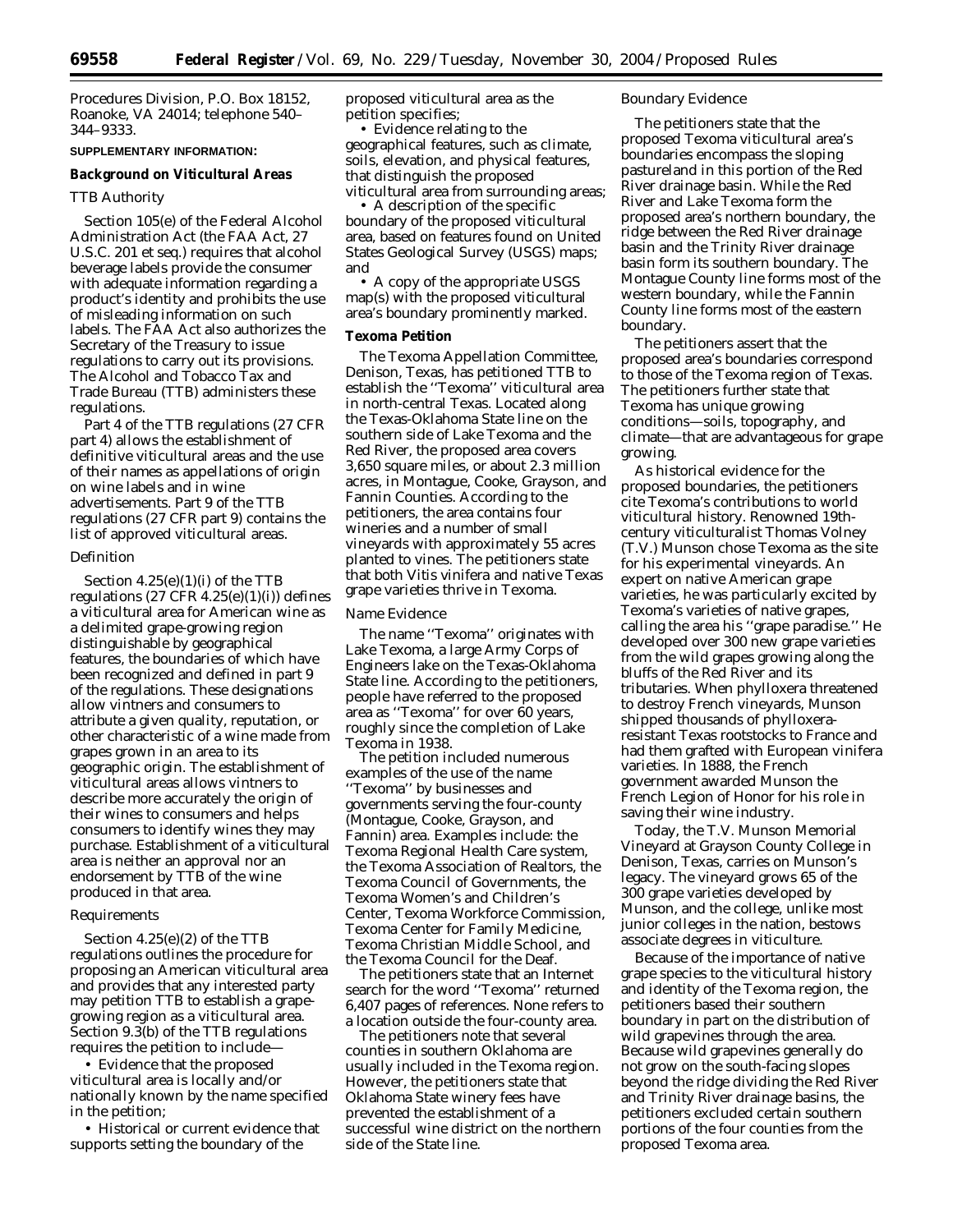Procedures Division, P.O. Box 18152, Roanoke, VA 24014; telephone 540–344–9333.

**SUPPLEMENTARY INFORMATION:**

## Background on Viticultural Areas

### TTB Authority

Section 105(e) of the Federal Alcohol Administration Act (the FAA Act, 27 U.S.C. 201 et seq.) requires that alcohol beverage labels provide the consumer with adequate information regarding a product's identity and prohibits the use of misleading information on such labels. The FAA Act also authorizes the Secretary of the Treasury to issue regulations to carry out its provisions. The Alcohol and Tobacco Tax and Trade Bureau (TTB) administers these regulations.

Part 4 of the TTB regulations (27 CFR part 4) allows the establishment of definitive viticultural areas and the use of their names as appellations of origin on wine labels and in wine advertisements. Part 9 of the TTB regulations (27 CFR part 9) contains the list of approved viticultural areas.

### Definition

Section 4.25(e)(1)(i) of the TTB regulations (27 CFR 4.25(e)(1)(i)) defines a viticultural area for American wine as a delimited grape-growing region distinguishable by geographical features, the boundaries of which have been recognized and defined in part 9 of the regulations. These designations allow vintners and consumers to attribute a given quality, reputation, or other characteristic of a wine made from grapes grown in an area to its geographic origin. The establishment of viticultural areas allows vintners to describe more accurately the origin of their wines to consumers and helps consumers to identify wines they may purchase. Establishment of a viticultural area is neither an approval nor an endorsement by TTB of the wine produced in that area.

### Requirements

Section 4.25(e)(2) of the TTB regulations outlines the procedure for proposing an American viticultural area and provides that any interested party may petition TTB to establish a grape-growing region as a viticultural area. Section 9.3(b) of the TTB regulations requires the petition to include—

- Evidence that the proposed viticultural area is locally and/or nationally known by the name specified in the petition;
- Historical or current evidence that supports setting the boundary of the proposed viticultural area as the petition specifies;
- Evidence relating to the geographical features, such as climate, soils, elevation, and physical features, that distinguish the proposed viticultural area from surrounding areas;
- A description of the specific boundary of the proposed viticultural area, based on features found on United States Geological Survey (USGS) maps; and
- A copy of the appropriate USGS map(s) with the proposed viticultural area's boundary prominently marked.

## Texoma Petition

The Texoma Appellation Committee, Denison, Texas, has petitioned TTB to establish the "Texoma" viticultural area in north-central Texas. Located along the Texas-Oklahoma State line on the southern side of Lake Texoma and the Red River, the proposed area covers 3,650 square miles, or about 2.3 million acres, in Montague, Cooke, Grayson, and Fannin Counties. According to the petitioners, the area contains four wineries and a number of small vineyards with approximately 55 acres planted to vines. The petitioners state that both Vitis vinifera and native Texas grape varieties thrive in Texoma.

### Name Evidence

The name "Texoma" originates with Lake Texoma, a large Army Corps of Engineers lake on the Texas-Oklahoma State line. According to the petitioners, people have referred to the proposed area as "Texoma" for over 60 years, roughly since the completion of Lake Texoma in 1938.

The petition included numerous examples of the use of the name "Texoma" by businesses and governments serving the four-county (Montague, Cooke, Grayson, and Fannin) area. Examples include: the Texoma Regional Health Care system, the Texoma Association of Realtors, the Texoma Council of Governments, the Texoma Women's and Children's Center, Texoma Workforce Commission, Texoma Center for Family Medicine, Texoma Christian Middle School, and the Texoma Council for the Deaf.

The petitioners state that an Internet search for the word "Texoma" returned 6,407 pages of references. None refers to a location outside the four-county area.

The petitioners note that several counties in southern Oklahoma are usually included in the Texoma region. However, the petitioners state that Oklahoma State winery fees have prevented the establishment of a successful wine district on the northern side of the State line.

### Boundary Evidence

The petitioners state that the proposed Texoma viticultural area's boundaries encompass the sloping pastureland in this portion of the Red River drainage basin. While the Red River and Lake Texoma form the proposed area's northern boundary, the ridge between the Red River drainage basin and the Trinity River drainage basin form its southern boundary. The Montague County line forms most of the western boundary, while the Fannin County line forms most of the eastern boundary.

The petitioners assert that the proposed area's boundaries correspond to those of the Texoma region of Texas. The petitioners further state that Texoma has unique growing conditions—soils, topography, and climate—that are advantageous for grape growing.

As historical evidence for the proposed boundaries, the petitioners cite Texoma's contributions to world viticultural history. Renowned 19th-century viticulturalist Thomas Volney (T.V.) Munson chose Texoma as the site for his experimental vineyards. An expert on native American grape varieties, he was particularly excited by Texoma's varieties of native grapes, calling the area his "grape paradise." He developed over 300 new grape varieties from the wild grapes growing along the bluffs of the Red River and its tributaries. When phylloxera threatened to destroy French vineyards, Munson shipped thousands of phylloxera-resistant Texas rootstocks to France and had them grafted with European vinifera varieties. In 1888, the French government awarded Munson the French Legion of Honor for his role in saving their wine industry.

Today, the T.V. Munson Memorial Vineyard at Grayson County College in Denison, Texas, carries on Munson's legacy. The vineyard grows 65 of the 300 grape varieties developed by Munson, and the college, unlike most junior colleges in the nation, bestows associate degrees in viticulture.

Because of the importance of native grape species to the viticultural history and identity of the Texoma region, the petitioners based their southern boundary in part on the distribution of wild grapevines through the area. Because wild grapevines generally do not grow on the south-facing slopes beyond the ridge dividing the Red River and Trinity River drainage basins, the petitioners excluded certain southern portions of the four counties from the proposed Texoma area.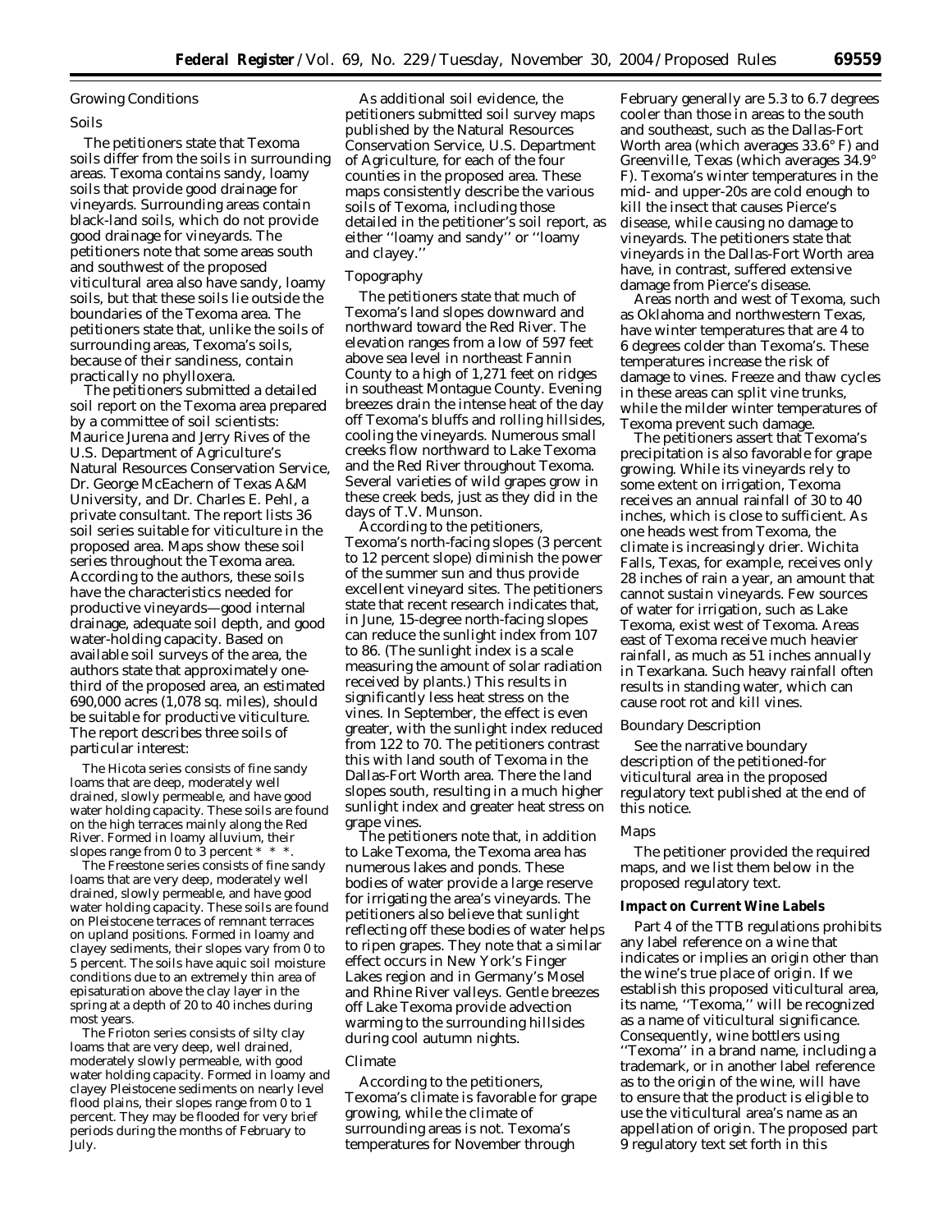### Growing Conditions

#### Soils

The petitioners state that Texoma soils differ from the soils in surrounding areas. Texoma contains sandy, loamy soils that provide good drainage for vineyards. Surrounding areas contain black-land soils, which do not provide good drainage for vineyards. The petitioners note that some areas south and southwest of the proposed viticultural area also have sandy, loamy soils, but that these soils lie outside the boundaries of the Texoma area. The petitioners state that, unlike the soils of surrounding areas, Texoma's soils, because of their sandiness, contain practically no phylloxera.

The petitioners submitted a detailed soil report on the Texoma area prepared by a committee of soil scientists: Maurice Jurena and Jerry Rives of the U.S. Department of Agriculture's Natural Resources Conservation Service, Dr. George McEachern of Texas A&M University, and Dr. Charles E. Pehl, a private consultant. The report lists 36 soil series suitable for viticulture in the proposed area. Maps show these soil series throughout the Texoma area. According to the authors, these soils have the characteristics needed for productive vineyards—good internal drainage, adequate soil depth, and good water-holding capacity. Based on available soil surveys of the area, the authors state that approximately one-third of the proposed area, an estimated 690,000 acres (1,078 sq. miles), should be suitable for productive viticulture. The report describes three soils of particular interest:

The Hicota series consists of fine sandy loams that are deep, moderately well drained, slowly permeable, and have good water holding capacity. These soils are found on the high terraces mainly along the Red River. Formed in loamy alluvium, their slopes range from 0 to 3 percent * * *.

The Freestone series consists of fine sandy loams that are very deep, moderately well drained, slowly permeable, and have good water holding capacity. These soils are found on Pleistocene terraces of remnant terraces on upland positions. Formed in loamy and clayey sediments, their slopes vary from 0 to 5 percent. The soils have aquic soil moisture conditions due to an extremely thin area of episaturation above the clay layer in the spring at a depth of 20 to 40 inches during most years.

The Frioton series consists of silty clay loams that are very deep, well drained, moderately slowly permeable, with good water holding capacity. Formed in loamy and clayey Pleistocene sediments on nearly level flood plains, their slopes range from 0 to 1 percent. They may be flooded for very brief periods during the months of February to July.

As additional soil evidence, the petitioners submitted soil survey maps published by the Natural Resources Conservation Service, U.S. Department of Agriculture, for each of the four counties in the proposed area. These maps consistently describe the various soils of Texoma, including those detailed in the petitioner's soil report, as either ''loamy and sandy'' or ''loamy and clayey.''

#### Topography

The petitioners state that much of Texoma's land slopes downward and northward toward the Red River. The elevation ranges from a low of 597 feet above sea level in northeast Fannin County to a high of 1,271 feet on ridges in southeast Montague County. Evening breezes drain the intense heat of the day off Texoma's bluffs and rolling hillsides, cooling the vineyards. Numerous small creeks flow northward to Lake Texoma and the Red River throughout Texoma. Several varieties of wild grapes grow in these creek beds, just as they did in the days of T.V. Munson.

According to the petitioners, Texoma's north-facing slopes (3 percent to 12 percent slope) diminish the power of the summer sun and thus provide excellent vineyard sites. The petitioners state that recent research indicates that, in June, 15-degree north-facing slopes can reduce the sunlight index from 107 to 86. (The sunlight index is a scale measuring the amount of solar radiation received by plants.) This results in significantly less heat stress on the vines. In September, the effect is even greater, with the sunlight index reduced from 122 to 70. The petitioners contrast this with land south of Texoma in the Dallas-Fort Worth area. There the land slopes south, resulting in a much higher sunlight index and greater heat stress on grape vines.

The petitioners note that, in addition to Lake Texoma, the Texoma area has numerous lakes and ponds. These bodies of water provide a large reserve for irrigating the area's vineyards. The petitioners also believe that sunlight reflecting off these bodies of water helps to ripen grapes. They note that a similar effect occurs in New York's Finger Lakes region and in Germany's Mosel and Rhine River valleys. Gentle breezes off Lake Texoma provide advection warming to the surrounding hillsides during cool autumn nights.

#### Climate

According to the petitioners, Texoma's climate is favorable for grape growing, while the climate of surrounding areas is not. Texoma's temperatures for November through February generally are 5.3 to 6.7 degrees cooler than those in areas to the south and southeast, such as the Dallas-Fort Worth area (which averages 33.6° F) and Greenville, Texas (which averages 34.9° F). Texoma's winter temperatures in the mid- and upper-20s are cold enough to kill the insect that causes Pierce's disease, while causing no damage to vineyards. The petitioners state that vineyards in the Dallas-Fort Worth area have, in contrast, suffered extensive damage from Pierce's disease.

Areas north and west of Texoma, such as Oklahoma and northwestern Texas, have winter temperatures that are 4 to 6 degrees colder than Texoma's. These temperatures increase the risk of damage to vines. Freeze and thaw cycles in these areas can split vine trunks, while the milder winter temperatures of Texoma prevent such damage.

The petitioners assert that Texoma's precipitation is also favorable for grape growing. While its vineyards rely to some extent on irrigation, Texoma receives an annual rainfall of 30 to 40 inches, which is close to sufficient. As one heads west from Texoma, the climate is increasingly drier. Wichita Falls, Texas, for example, receives only 28 inches of rain a year, an amount that cannot sustain vineyards. Few sources of water for irrigation, such as Lake Texoma, exist west of Texoma. Areas east of Texoma receive much heavier rainfall, as much as 51 inches annually in Texarkana. Such heavy rainfall often results in standing water, which can cause root rot and kill vines.

#### Boundary Description

See the narrative boundary description of the petitioned-for viticultural area in the proposed regulatory text published at the end of this notice.

#### Maps

The petitioner provided the required maps, and we list them below in the proposed regulatory text.

### Impact on Current Wine Labels

Part 4 of the TTB regulations prohibits any label reference on a wine that indicates or implies an origin other than the wine's true place of origin. If we establish this proposed viticultural area, its name, ''Texoma,'' will be recognized as a name of viticultural significance. Consequently, wine bottlers using ''Texoma'' in a brand name, including a trademark, or in another label reference as to the origin of the wine, will have to ensure that the product is eligible to use the viticultural area's name as an appellation of origin. The proposed part 9 regulatory text set forth in this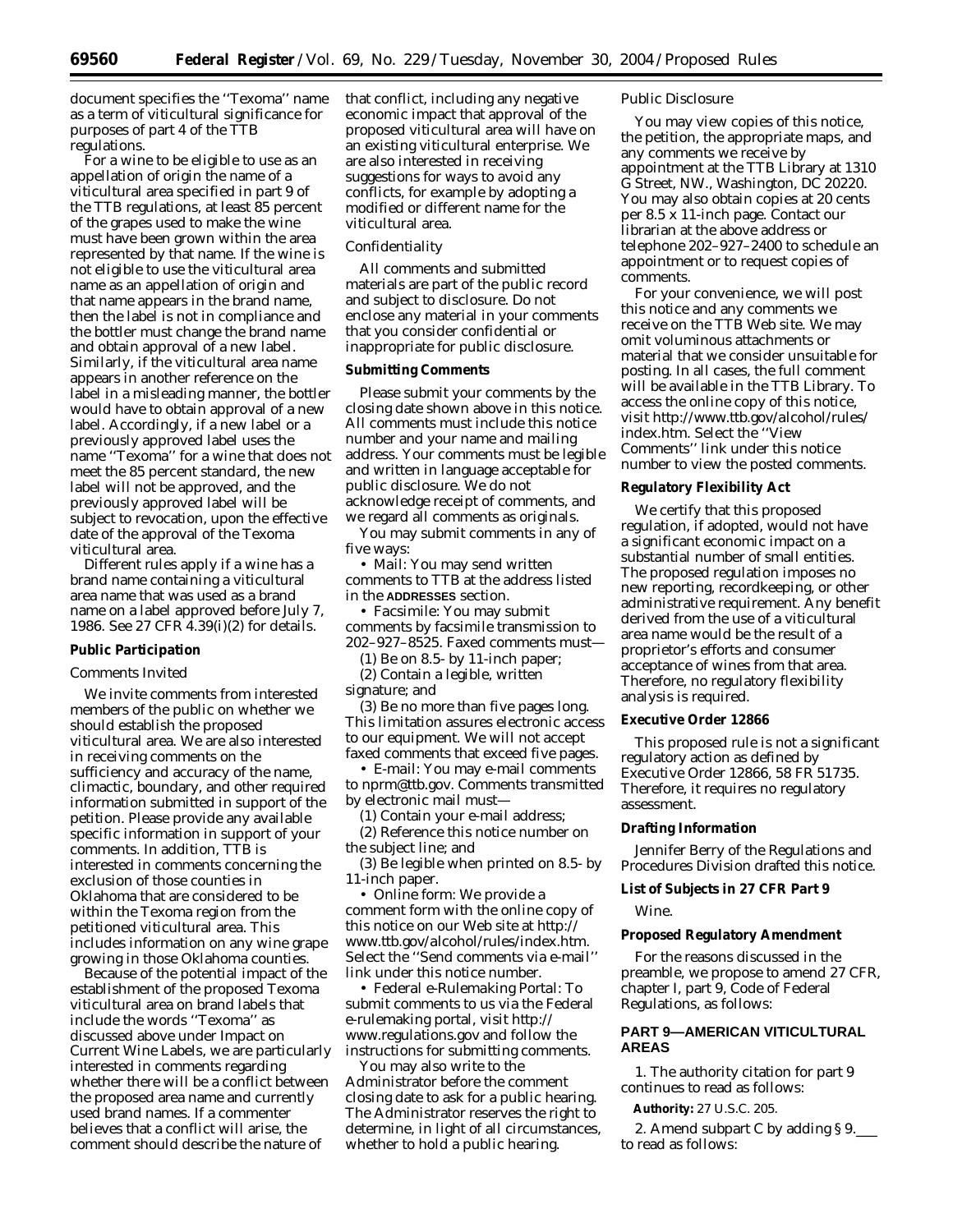document specifies the "Texoma" name as a term of viticultural significance for purposes of part 4 of the TTB regulations.

For a wine to be eligible to use as an appellation of origin the name of a viticultural area specified in part 9 of the TTB regulations, at least 85 percent of the grapes used to make the wine must have been grown within the area represented by that name. If the wine is not eligible to use the viticultural area name as an appellation of origin and that name appears in the brand name, then the label is not in compliance and the bottler must change the brand name and obtain approval of a new label. Similarly, if the viticultural area name appears in another reference on the label in a misleading manner, the bottler would have to obtain approval of a new label. Accordingly, if a new label or a previously approved label uses the name "Texoma" for a wine that does not meet the 85 percent standard, the new label will not be approved, and the previously approved label will be subject to revocation, upon the effective date of the approval of the Texoma viticultural area.

Different rules apply if a wine has a brand name containing a viticultural area name that was used as a brand name on a label approved before July 7, 1986. See 27 CFR 4.39(i)(2) for details.

**Public Participation**

*Comments Invited*

We invite comments from interested members of the public on whether we should establish the proposed viticultural area. We are also interested in receiving comments on the sufficiency and accuracy of the name, climactic, boundary, and other required information submitted in support of the petition. Please provide any available specific information in support of your comments. In addition, TTB is interested in comments concerning the exclusion of those counties in Oklahoma that are considered to be within the Texoma region from the petitioned viticultural area. This includes information on any wine grape growing in those Oklahoma counties.

Because of the potential impact of the establishment of the proposed Texoma viticultural area on brand labels that include the words "Texoma" as discussed above under Impact on Current Wine Labels, we are particularly interested in comments regarding whether there will be a conflict between the proposed area name and currently used brand names. If a commenter believes that a conflict will arise, the comment should describe the nature of that conflict, including any negative economic impact that approval of the proposed viticultural area will have on an existing viticultural enterprise. We are also interested in receiving suggestions for ways to avoid any conflicts, for example by adopting a modified or different name for the viticultural area.

*Confidentiality*

All comments and submitted materials are part of the public record and subject to disclosure. Do not enclose any material in your comments that you consider confidential or inappropriate for public disclosure.

**Submitting Comments**

Please submit your comments by the closing date shown above in this notice. All comments must include this notice number and your name and mailing address. Your comments must be legible and written in language acceptable for public disclosure. We do not acknowledge receipt of comments, and we regard all comments as originals.

You may submit comments in any of five ways:

• Mail: You may send written comments to TTB at the address listed in the ADDRESSES section.

• Facsimile: You may submit comments by facsimile transmission to 202–927–8525. Faxed comments must—

(1) Be on 8.5- by 11-inch paper;

(2) Contain a legible, written signature; and

(3) Be no more than five pages long. This limitation assures electronic access to our equipment. We will not accept faxed comments that exceed five pages.

• E-mail: You may e-mail comments to nprm@ttb.gov. Comments transmitted by electronic mail must—

(1) Contain your e-mail address;

(2) Reference this notice number on the subject line; and

(3) Be legible when printed on 8.5- by 11-inch paper.

• Online form: We provide a comment form with the online copy of this notice on our Web site at http://www.ttb.gov/alcohol/rules/index.htm. Select the "Send comments via e-mail" link under this notice number.

• Federal e-Rulemaking Portal: To submit comments to us via the Federal e-rulemaking portal, visit http://www.regulations.gov and follow the instructions for submitting comments.

You may also write to the Administrator before the comment closing date to ask for a public hearing. The Administrator reserves the right to determine, in light of all circumstances, whether to hold a public hearing.

*Public Disclosure*

You may view copies of this notice, the petition, the appropriate maps, and any comments we receive by appointment at the TTB Library at 1310 G Street, NW., Washington, DC 20220. You may also obtain copies at 20 cents per 8.5 x 11-inch page. Contact our librarian at the above address or telephone 202–927–2400 to schedule an appointment or to request copies of comments.

For your convenience, we will post this notice and any comments we receive on the TTB Web site. We may omit voluminous attachments or material that we consider unsuitable for posting. In all cases, the full comment will be available in the TTB Library. To access the online copy of this notice, visit http://www.ttb.gov/alcohol/rules/index.htm. Select the "View Comments" link under this notice number to view the posted comments.

**Regulatory Flexibility Act**

We certify that this proposed regulation, if adopted, would not have a significant economic impact on a substantial number of small entities. The proposed regulation imposes no new reporting, recordkeeping, or other administrative requirement. Any benefit derived from the use of a viticultural area name would be the result of a proprietor's efforts and consumer acceptance of wines from that area. Therefore, no regulatory flexibility analysis is required.

**Executive Order 12866**

This proposed rule is not a significant regulatory action as defined by Executive Order 12866, 58 FR 51735. Therefore, it requires no regulatory assessment.

**Drafting Information**

Jennifer Berry of the Regulations and Procedures Division drafted this notice.

**List of Subjects in 27 CFR Part 9**

Wine.

**Proposed Regulatory Amendment**

For the reasons discussed in the preamble, we propose to amend 27 CFR, chapter I, part 9, Code of Federal Regulations, as follows:

## PART 9—AMERICAN VITICULTURAL AREAS

1. The authority citation for part 9 continues to read as follows:

**Authority:** 27 U.S.C. 205.

2. Amend subpart C by adding § 9.___ to read as follows: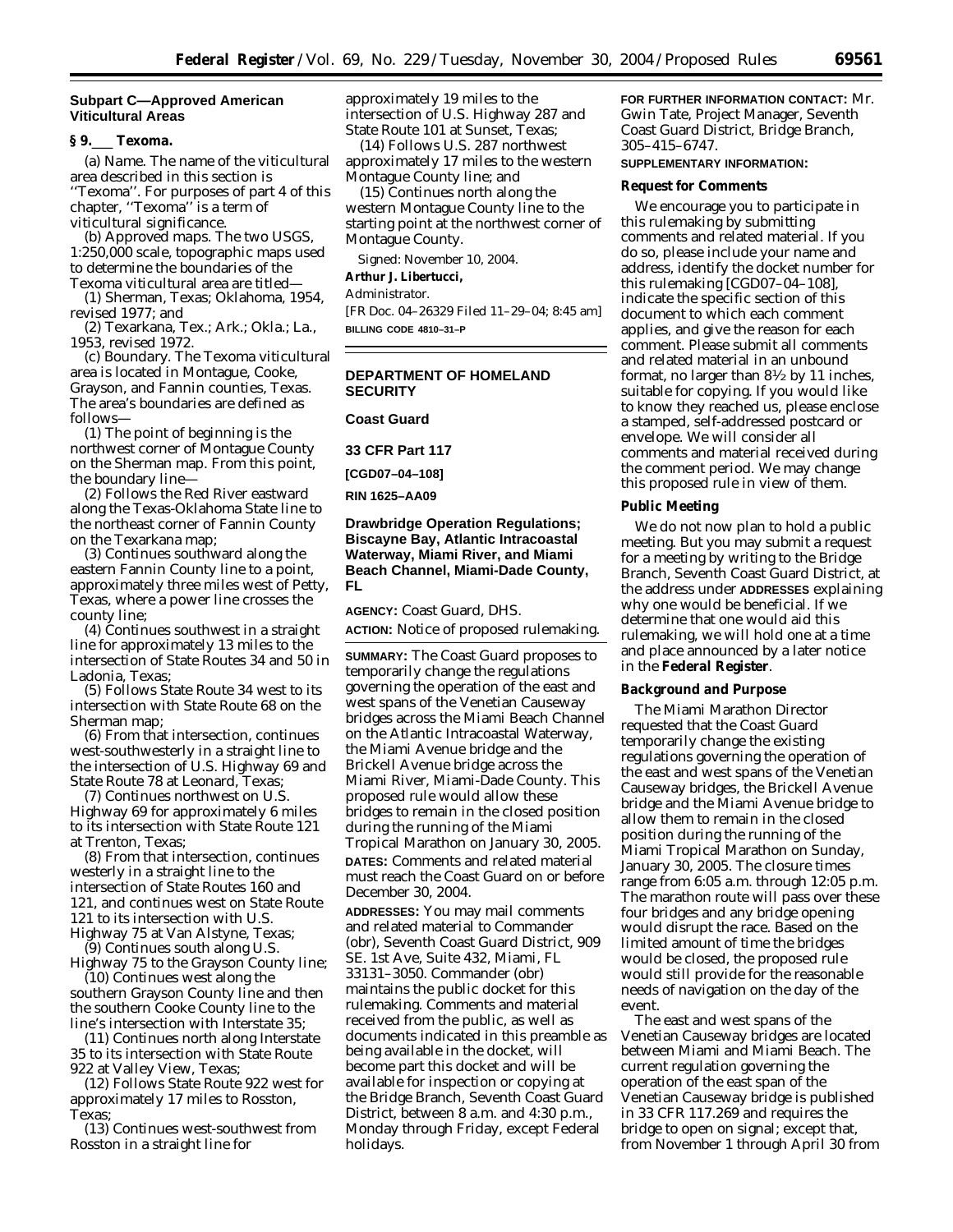**Subpart C—Approved American Viticultural Areas**

**§ 9.___ Texoma.**

(a) *Name.* The name of the viticultural area described in this section is ''Texoma''. For purposes of part 4 of this chapter, ''Texoma'' is a term of viticultural significance.

(b) *Approved maps.* The two USGS, 1:250,000 scale, topographic maps used to determine the boundaries of the Texoma viticultural area are titled—

(1) Sherman, Texas; Oklahoma, 1954, revised 1977; and

(2) Texarkana, Tex.; Ark.; Okla.; La., 1953, revised 1972.

(c) *Boundary.* The Texoma viticultural area is located in Montague, Cooke, Grayson, and Fannin counties, Texas. The area's boundaries are defined as follows—

(1) The point of beginning is the northwest corner of Montague County on the Sherman map. From this point, the boundary line—

(2) Follows the Red River eastward along the Texas-Oklahoma State line to the northeast corner of Fannin County on the Texarkana map;

(3) Continues southward along the eastern Fannin County line to a point, approximately three miles west of Petty, Texas, where a power line crosses the county line;

(4) Continues southwest in a straight line for approximately 13 miles to the intersection of State Routes 34 and 50 in Ladonia, Texas;

(5) Follows State Route 34 west to its intersection with State Route 68 on the Sherman map;

(6) From that intersection, continues west-southwesterly in a straight line to the intersection of U.S. Highway 69 and State Route 78 at Leonard, Texas;

(7) Continues northwest on U.S. Highway 69 for approximately 6 miles to its intersection with State Route 121 at Trenton, Texas;

(8) From that intersection, continues westerly in a straight line to the intersection of State Routes 160 and 121, and continues west on State Route 121 to its intersection with U.S. Highway 75 at Van Alstyne, Texas;

(9) Continues south along U.S. Highway 75 to the Grayson County line;

(10) Continues west along the southern Grayson County line and then the southern Cooke County line to the line's intersection with Interstate 35;

(11) Continues north along Interstate 35 to its intersection with State Route 922 at Valley View, Texas;

(12) Follows State Route 922 west for approximately 17 miles to Rosston, Texas;

(13) Continues west-southwest from Rosston in a straight line for approximately 19 miles to the intersection of U.S. Highway 287 and State Route 101 at Sunset, Texas;

(14) Follows U.S. 287 northwest approximately 17 miles to the western Montague County line; and

(15) Continues north along the western Montague County line to the starting point at the northwest corner of Montague County.

Signed: November 10, 2004.

**Arthur J. Libertucci,**

*Administrator.*

[FR Doc. 04–26329 Filed 11–29–04; 8:45 am]

**BILLING CODE 4810–31–P**

---

**DEPARTMENT OF HOMELAND SECURITY**

**Coast Guard**

**33 CFR Part 117**

**[CGD07–04–108]**

**RIN 1625–AA09**

**Drawbridge Operation Regulations; Biscayne Bay, Atlantic Intracoastal Waterway, Miami River, and Miami Beach Channel, Miami-Dade County, FL**

**AGENCY:** Coast Guard, DHS.

**ACTION:** Notice of proposed rulemaking.

**SUMMARY:** The Coast Guard proposes to temporarily change the regulations governing the operation of the east and west spans of the Venetian Causeway bridges across the Miami Beach Channel on the Atlantic Intracoastal Waterway, the Miami Avenue bridge and the Brickell Avenue bridge across the Miami River, Miami-Dade County. This proposed rule would allow these bridges to remain in the closed position during the running of the Miami Tropical Marathon on January 30, 2005.

**DATES:** Comments and related material must reach the Coast Guard on or before December 30, 2004.

**ADDRESSES:** You may mail comments and related material to Commander (obr), Seventh Coast Guard District, 909 SE. 1st Ave, Suite 432, Miami, FL 33131–3050. Commander (obr) maintains the public docket for this rulemaking. Comments and material received from the public, as well as documents indicated in this preamble as being available in the docket, will become part this docket and will be available for inspection or copying at the Bridge Branch, Seventh Coast Guard District, between 8 a.m. and 4:30 p.m., Monday through Friday, except Federal holidays.

**FOR FURTHER INFORMATION CONTACT:** Mr. Gwin Tate, Project Manager, Seventh Coast Guard District, Bridge Branch, 305–415–6747.

**SUPPLEMENTARY INFORMATION:**

**Request for Comments**

We encourage you to participate in this rulemaking by submitting comments and related material. If you do so, please include your name and address, identify the docket number for this rulemaking [CGD07–04–108], indicate the specific section of this document to which each comment applies, and give the reason for each comment. Please submit all comments and related material in an unbound format, no larger than 8½ by 11 inches, suitable for copying. If you would like to know they reached us, please enclose a stamped, self-addressed postcard or envelope. We will consider all comments and material received during the comment period. We may change this proposed rule in view of them.

**Public Meeting**

We do not now plan to hold a public meeting. But you may submit a request for a meeting by writing to the Bridge Branch, Seventh Coast Guard District, at the address under **ADDRESSES** explaining why one would be beneficial. If we determine that one would aid this rulemaking, we will hold one at a time and place announced by a later notice in the **Federal Register**.

**Background and Purpose**

The Miami Marathon Director requested that the Coast Guard temporarily change the existing regulations governing the operation of the east and west spans of the Venetian Causeway bridges, the Brickell Avenue bridge and the Miami Avenue bridge to allow them to remain in the closed position during the running of the Miami Tropical Marathon on Sunday, January 30, 2005. The closure times range from 6:05 a.m. through 12:05 p.m. The marathon route will pass over these four bridges and any bridge opening would disrupt the race. Based on the limited amount of time the bridges would be closed, the proposed rule would still provide for the reasonable needs of navigation on the day of the event.

The east and west spans of the Venetian Causeway bridges are located between Miami and Miami Beach. The current regulation governing the operation of the east span of the Venetian Causeway bridge is published in 33 CFR 117.269 and requires the bridge to open on signal; except that, from November 1 through April 30 from